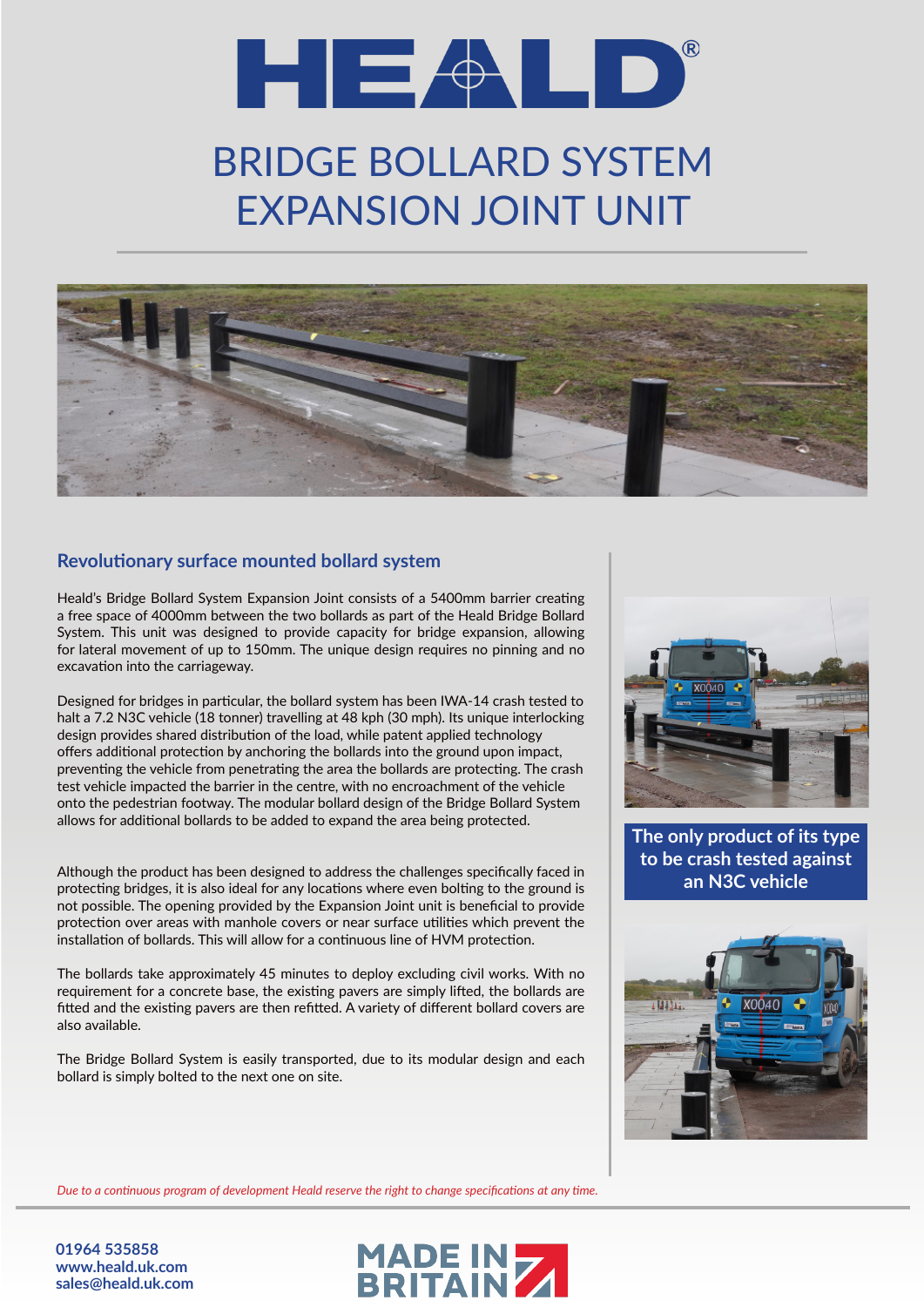# HEALD®

# BRIDGE BOLLARD SYSTEM EXPANSION JOINT UNIT

## Revolutionary surface mounted bollard system

Heald's Bridge Bollard System Expansion Joint consists of a 5400mm barrier creating a free space of 4000mm between the two bollards as part of the Heald Bridge Bollard System. This unit was designed to provide capacity for bridge expansion, allowing for lateral movement of up to 150mm. The unique design requires no pinning and no excavation into the carriageway.

Designed for bridges in particular, the bollard system has been IWA-14 crash tested to halt a 7.2 N3C vehicle (18 tonner) travelling at 48 kph (30 mph). Its unique interlocking design provides shared distribution of the load, while patent applied technology offers additional protection by anchoring the bollards into the ground upon impact, preventing the vehicle from penetrating the area the bollards are protecting. The crash test vehicle impacted the barrier in the centre, with no encroachment of the vehicle onto the pedestrian footway. The modular bollard design of the Bridge Bollard System allows for additional bollards to be added to expand the area being protected.

Although the product has been designed to address the challenges specifically faced in protecting bridges, it is also ideal for any locations where even bolting to the ground is not possible. The opening provided by the Expansion Joint unit is beneficial to provide protection over areas with manhole covers or near surface utilities which prevent the installation of bollards. This will allow for a continuous line of HVM protection.

The bollards take approximately 45 minutes to deploy excluding civil works. With no requirement for a concrete base, the existing pavers are simply lifted, the bollards are fitted and the existing pavers are then refitted. A variety of different bollard covers are also available.

The Bridge Bollard System is easily transported, due to its modular design and each bollard is simply bolted to the next one on site.

**The only product of its type to be crash tested against an N3C vehicle**

*Due to a continuous program of development Heald reserve the right to change specifications at any time.*

**01964 535858**
**www.heald.uk.com**
**sales@heald.uk.com**

MADE IN BRITAIN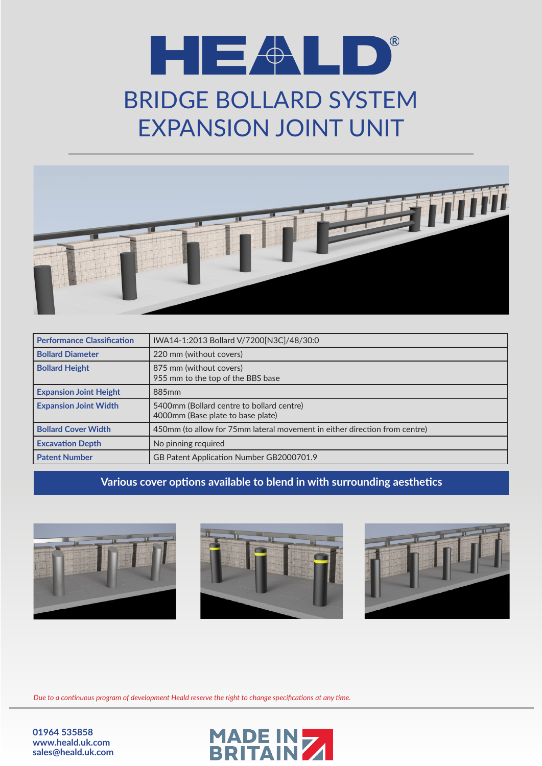# HEALD®

## BRIDGE BOLLARD SYSTEM EXPANSION JOINT UNIT

| | |
|---|---|
| **Performance Classification** | IWA14-1:2013 Bollard V/7200[N3C]/48/30:0 |
| **Bollard Diameter** | 220 mm (without covers) |
| **Bollard Height** | 875 mm (without covers)<br>955 mm to the top of the BBS base |
| **Expansion Joint Height** | 885mm |
| **Expansion Joint Width** | 5400mm (Bollard centre to bollard centre)<br>4000mm (Base plate to base plate) |
| **Bollard Cover Width** | 450mm (to allow for 75mm lateral movement in either direction from centre) |
| **Excavation Depth** | No pinning required |
| **Patent Number** | GB Patent Application Number GB2000701.9 |

**Various cover options available to blend in with surrounding aesthetics**

*Due to a continuous program of development Heald reserve the right to change specifications at any time.*

**01964 535858**
**www.heald.uk.com**
**sales@heald.uk.com**

MADE IN BRITAIN